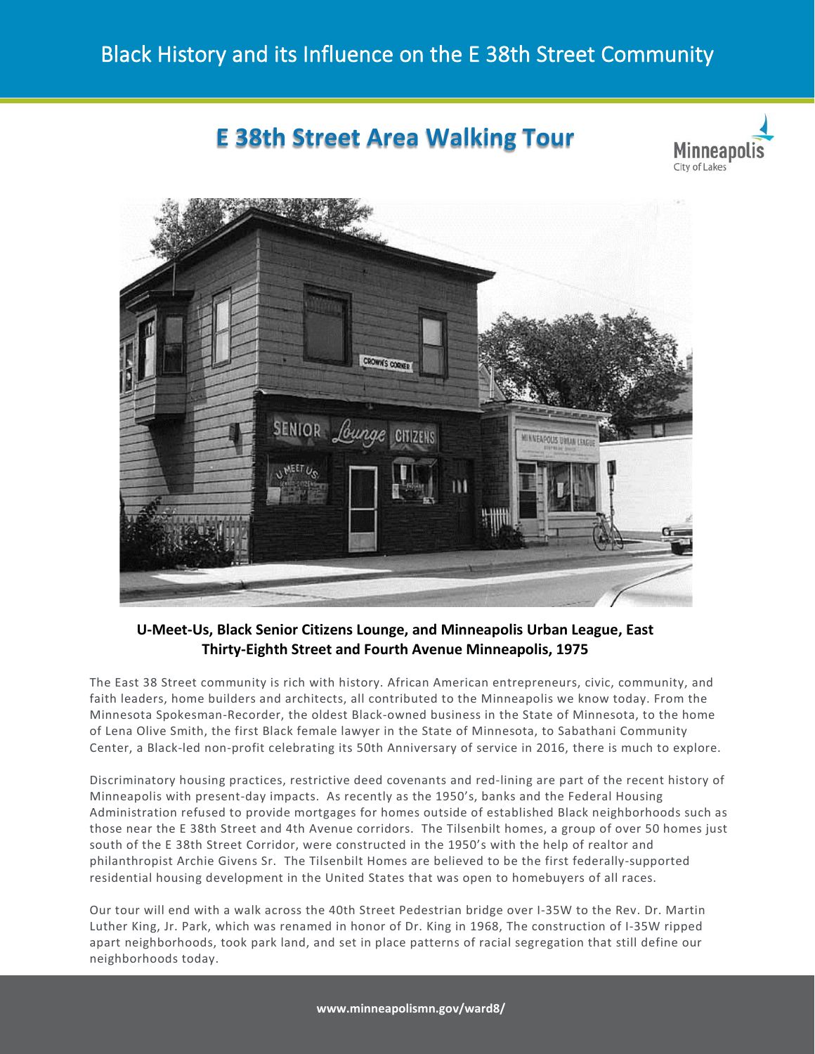# Black History and its Influence on the E 38th Street Community

## E 38th Street Area Walking Tour

**U-Meet-Us, Black Senior Citizens Lounge, and Minneapolis Urban League, East Thirty-Eighth Street and Fourth Avenue Minneapolis, 1975**

The East 38 Street community is rich with history. African American entrepreneurs, civic, community, and faith leaders, home builders and architects, all contributed to the Minneapolis we know today. From the Minnesota Spokesman-Recorder, the oldest Black-owned business in the State of Minnesota, to the home of Lena Olive Smith, the first Black female lawyer in the State of Minnesota, to Sabathani Community Center, a Black-led non-profit celebrating its 50th Anniversary of service in 2016, there is much to explore.

Discriminatory housing practices, restrictive deed covenants and red-lining are part of the recent history of Minneapolis with present-day impacts. As recently as the 1950's, banks and the Federal Housing Administration refused to provide mortgages for homes outside of established Black neighborhoods such as those near the E 38th Street and 4th Avenue corridors. The Tilsenbilt homes, a group of over 50 homes just south of the E 38th Street Corridor, were constructed in the 1950's with the help of realtor and philanthropist Archie Givens Sr. The Tilsenbilt Homes are believed to be the first federally-supported residential housing development in the United States that was open to homebuyers of all races.

Our tour will end with a walk across the 40th Street Pedestrian bridge over I-35W to the Rev. Dr. Martin Luther King, Jr. Park, which was renamed in honor of Dr. King in 1968, The construction of I-35W ripped apart neighborhoods, took park land, and set in place patterns of racial segregation that still define our neighborhoods today.

www.minneapolismn.gov/ward8/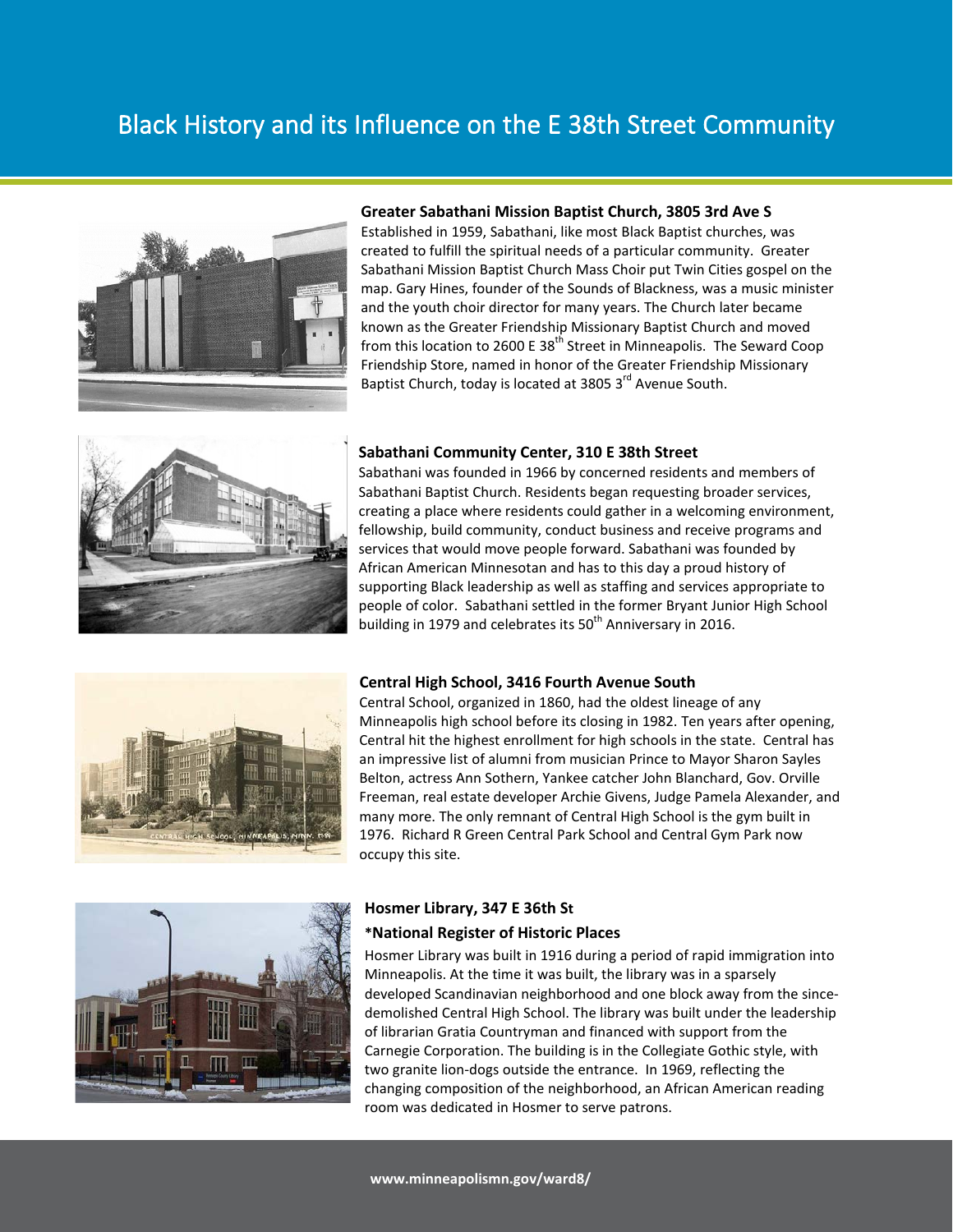# Black History and its Influence on the E 38th Street Community

**Greater Sabathani Mission Baptist Church, 3805 3rd Ave S**

Established in 1959, Sabathani, like most Black Baptist churches, was created to fulfill the spiritual needs of a particular community. Greater Sabathani Mission Baptist Church Mass Choir put Twin Cities gospel on the map. Gary Hines, founder of the Sounds of Blackness, was a music minister and the youth choir director for many years. The Church later became known as the Greater Friendship Missionary Baptist Church and moved from this location to 2600 E 38th Street in Minneapolis. The Seward Coop Friendship Store, named in honor of the Greater Friendship Missionary Baptist Church, today is located at 3805 3rd Avenue South.

**Sabathani Community Center, 310 E 38th Street**

Sabathani was founded in 1966 by concerned residents and members of Sabathani Baptist Church. Residents began requesting broader services, creating a place where residents could gather in a welcoming environment, fellowship, build community, conduct business and receive programs and services that would move people forward. Sabathani was founded by African American Minnesotan and has to this day a proud history of supporting Black leadership as well as staffing and services appropriate to people of color. Sabathani settled in the former Bryant Junior High School building in 1979 and celebrates its 50th Anniversary in 2016.

**Central High School, 3416 Fourth Avenue South**

Central School, organized in 1860, had the oldest lineage of any Minneapolis high school before its closing in 1982. Ten years after opening, Central hit the highest enrollment for high schools in the state. Central has an impressive list of alumni from musician Prince to Mayor Sharon Sayles Belton, actress Ann Sothern, Yankee catcher John Blanchard, Gov. Orville Freeman, real estate developer Archie Givens, Judge Pamela Alexander, and many more. The only remnant of Central High School is the gym built in 1976. Richard R Green Central Park School and Central Gym Park now occupy this site.

**Hosmer Library, 347 E 36th St**

**\*National Register of Historic Places**

Hosmer Library was built in 1916 during a period of rapid immigration into Minneapolis. At the time it was built, the library was in a sparsely developed Scandinavian neighborhood and one block away from the since-demolished Central High School. The library was built under the leadership of librarian Gratia Countryman and financed with support from the Carnegie Corporation. The building is in the Collegiate Gothic style, with two granite lion-dogs outside the entrance. In 1969, reflecting the changing composition of the neighborhood, an African American reading room was dedicated in Hosmer to serve patrons.

**www.minneapolismn.gov/ward8/**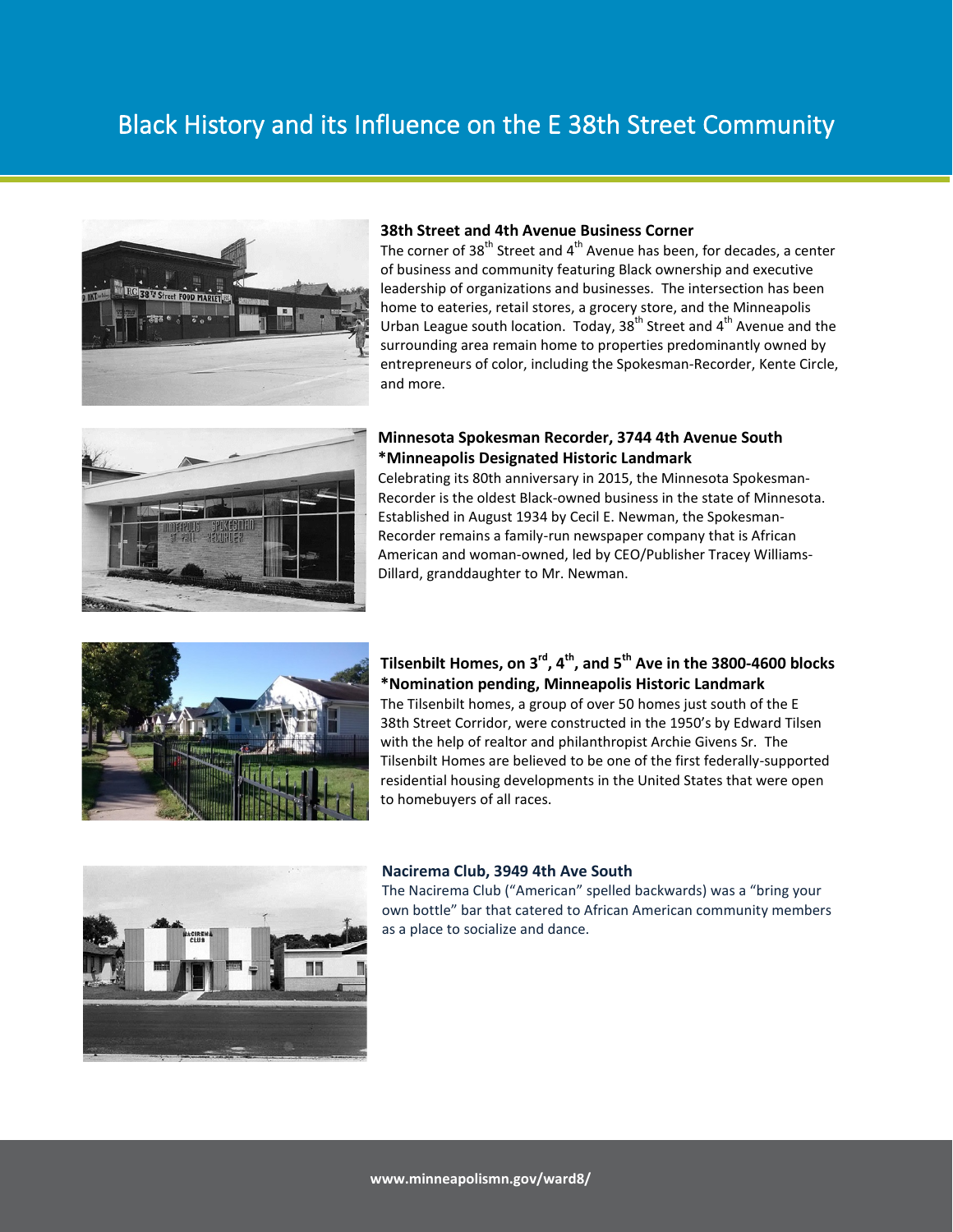# Black History and its Influence on the E 38th Street Community

**38th Street and 4th Avenue Business Corner**

The corner of 38th Street and 4th Avenue has been, for decades, a center of business and community featuring Black ownership and executive leadership of organizations and businesses. The intersection has been home to eateries, retail stores, a grocery store, and the Minneapolis Urban League south location. Today, 38th Street and 4th Avenue and the surrounding area remain home to properties predominantly owned by entrepreneurs of color, including the Spokesman-Recorder, Kente Circle, and more.

**Minnesota Spokesman Recorder, 3744 4th Avenue South**
**\*Minneapolis Designated Historic Landmark**

Celebrating its 80th anniversary in 2015, the Minnesota Spokesman-Recorder is the oldest Black-owned business in the state of Minnesota. Established in August 1934 by Cecil E. Newman, the Spokesman-Recorder remains a family-run newspaper company that is African American and woman-owned, led by CEO/Publisher Tracey Williams-Dillard, granddaughter to Mr. Newman.

**Tilsenbilt Homes, on 3rd, 4th, and 5th Ave in the 3800-4600 blocks**
**\*Nomination pending, Minneapolis Historic Landmark**

The Tilsenbilt homes, a group of over 50 homes just south of the E 38th Street Corridor, were constructed in the 1950's by Edward Tilsen with the help of realtor and philanthropist Archie Givens Sr. The Tilsenbilt Homes are believed to be one of the first federally-supported residential housing developments in the United States that were open to homebuyers of all races.

**Nacirema Club, 3949 4th Ave South**

The Nacirema Club ("American" spelled backwards) was a "bring your own bottle" bar that catered to African American community members as a place to socialize and dance.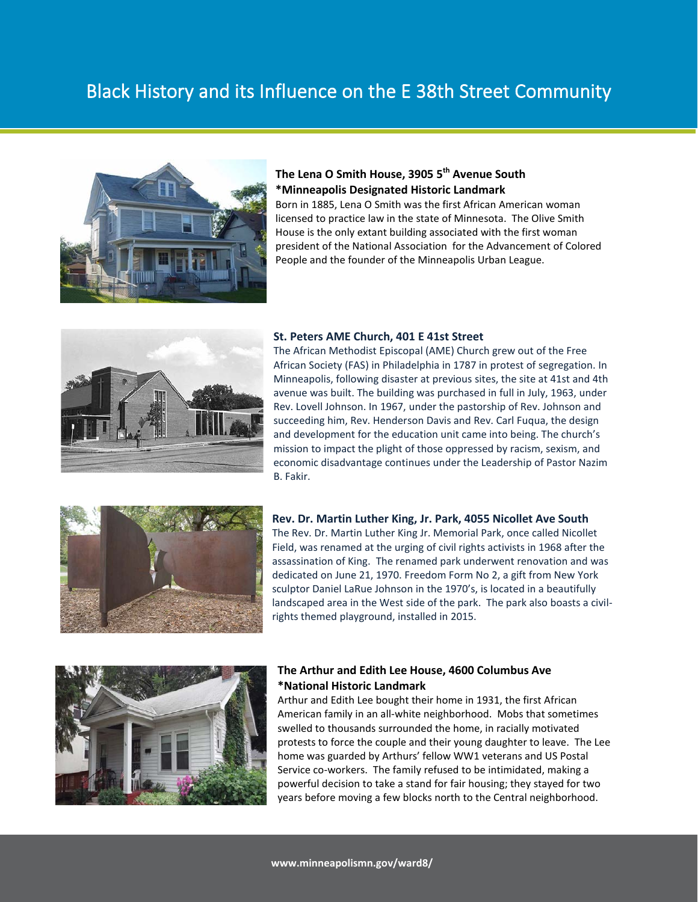# Black History and its Influence on the E 38th Street Community

### The Lena O Smith House, 3905 5th Avenue South
### *Minneapolis Designated Historic Landmark

Born in 1885, Lena O Smith was the first African American woman licensed to practice law in the state of Minnesota. The Olive Smith House is the only extant building associated with the first woman president of the National Association for the Advancement of Colored People and the founder of the Minneapolis Urban League.

### St. Peters AME Church, 401 E 41st Street

The African Methodist Episcopal (AME) Church grew out of the Free African Society (FAS) in Philadelphia in 1787 in protest of segregation. In Minneapolis, following disaster at previous sites, the site at 41st and 4th avenue was built. The building was purchased in full in July, 1963, under Rev. Lovell Johnson. In 1967, under the pastorship of Rev. Johnson and succeeding him, Rev. Henderson Davis and Rev. Carl Fuqua, the design and development for the education unit came into being. The church's mission to impact the plight of those oppressed by racism, sexism, and economic disadvantage continues under the Leadership of Pastor Nazim B. Fakir.

### Rev. Dr. Martin Luther King, Jr. Park, 4055 Nicollet Ave South

The Rev. Dr. Martin Luther King Jr. Memorial Park, once called Nicollet Field, was renamed at the urging of civil rights activists in 1968 after the assassination of King. The renamed park underwent renovation and was dedicated on June 21, 1970. Freedom Form No 2, a gift from New York sculptor Daniel LaRue Johnson in the 1970's, is located in a beautifully landscaped area in the West side of the park. The park also boasts a civil-rights themed playground, installed in 2015.

### The Arthur and Edith Lee House, 4600 Columbus Ave
### *National Historic Landmark

Arthur and Edith Lee bought their home in 1931, the first African American family in an all-white neighborhood. Mobs that sometimes swelled to thousands surrounded the home, in racially motivated protests to force the couple and their young daughter to leave. The Lee home was guarded by Arthurs' fellow WW1 veterans and US Postal Service co-workers. The family refused to be intimidated, making a powerful decision to take a stand for fair housing; they stayed for two years before moving a few blocks north to the Central neighborhood.

www.minneapolismn.gov/ward8/